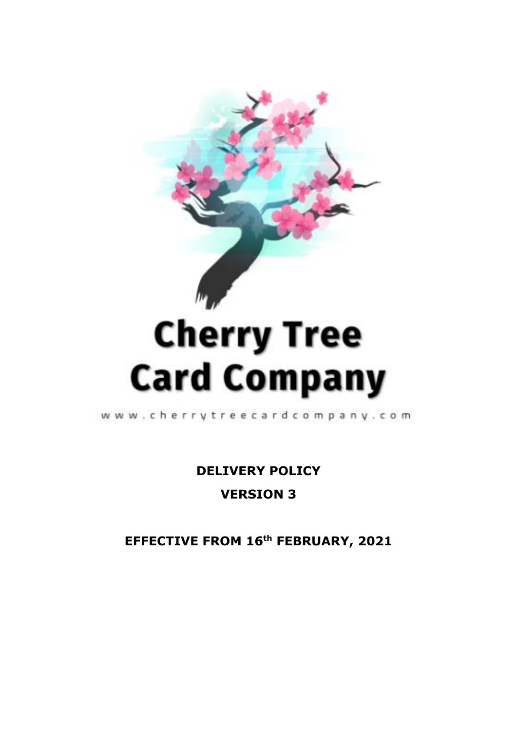# Cherry Tree Card Company

www.cherrytreecardcompany.com

**DELIVERY POLICY**

**VERSION 3**

**EFFECTIVE FROM 16th FEBRUARY, 2021**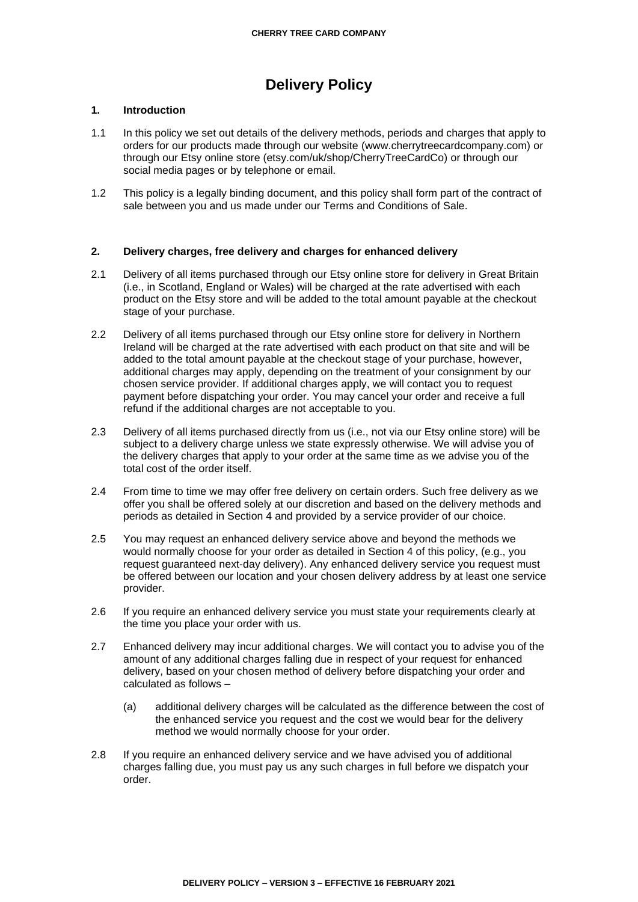# Delivery Policy

## 1. Introduction

1.1 In this policy we set out details of the delivery methods, periods and charges that apply to orders for our products made through our website (www.cherrytreecardcompany.com) or through our Etsy online store (etsy.com/uk/shop/CherryTreeCardCo) or through our social media pages or by telephone or email.

1.2 This policy is a legally binding document, and this policy shall form part of the contract of sale between you and us made under our Terms and Conditions of Sale.

## 2. Delivery charges, free delivery and charges for enhanced delivery

2.1 Delivery of all items purchased through our Etsy online store for delivery in Great Britain (i.e., in Scotland, England or Wales) will be charged at the rate advertised with each product on the Etsy store and will be added to the total amount payable at the checkout stage of your purchase.

2.2 Delivery of all items purchased through our Etsy online store for delivery in Northern Ireland will be charged at the rate advertised with each product on that site and will be added to the total amount payable at the checkout stage of your purchase, however, additional charges may apply, depending on the treatment of your consignment by our chosen service provider. If additional charges apply, we will contact you to request payment before dispatching your order. You may cancel your order and receive a full refund if the additional charges are not acceptable to you.

2.3 Delivery of all items purchased directly from us (i.e., not via our Etsy online store) will be subject to a delivery charge unless we state expressly otherwise. We will advise you of the delivery charges that apply to your order at the same time as we advise you of the total cost of the order itself.

2.4 From time to time we may offer free delivery on certain orders. Such free delivery as we offer you shall be offered solely at our discretion and based on the delivery methods and periods as detailed in Section 4 and provided by a service provider of our choice.

2.5 You may request an enhanced delivery service above and beyond the methods we would normally choose for your order as detailed in Section 4 of this policy, (e.g., you request guaranteed next-day delivery). Any enhanced delivery service you request must be offered between our location and your chosen delivery address by at least one service provider.

2.6 If you require an enhanced delivery service you must state your requirements clearly at the time you place your order with us.

2.7 Enhanced delivery may incur additional charges. We will contact you to advise you of the amount of any additional charges falling due in respect of your request for enhanced delivery, based on your chosen method of delivery before dispatching your order and calculated as follows –

(a) additional delivery charges will be calculated as the difference between the cost of the enhanced service you request and the cost we would bear for the delivery method we would normally choose for your order.

2.8 If you require an enhanced delivery service and we have advised you of additional charges falling due, you must pay us any such charges in full before we dispatch your order.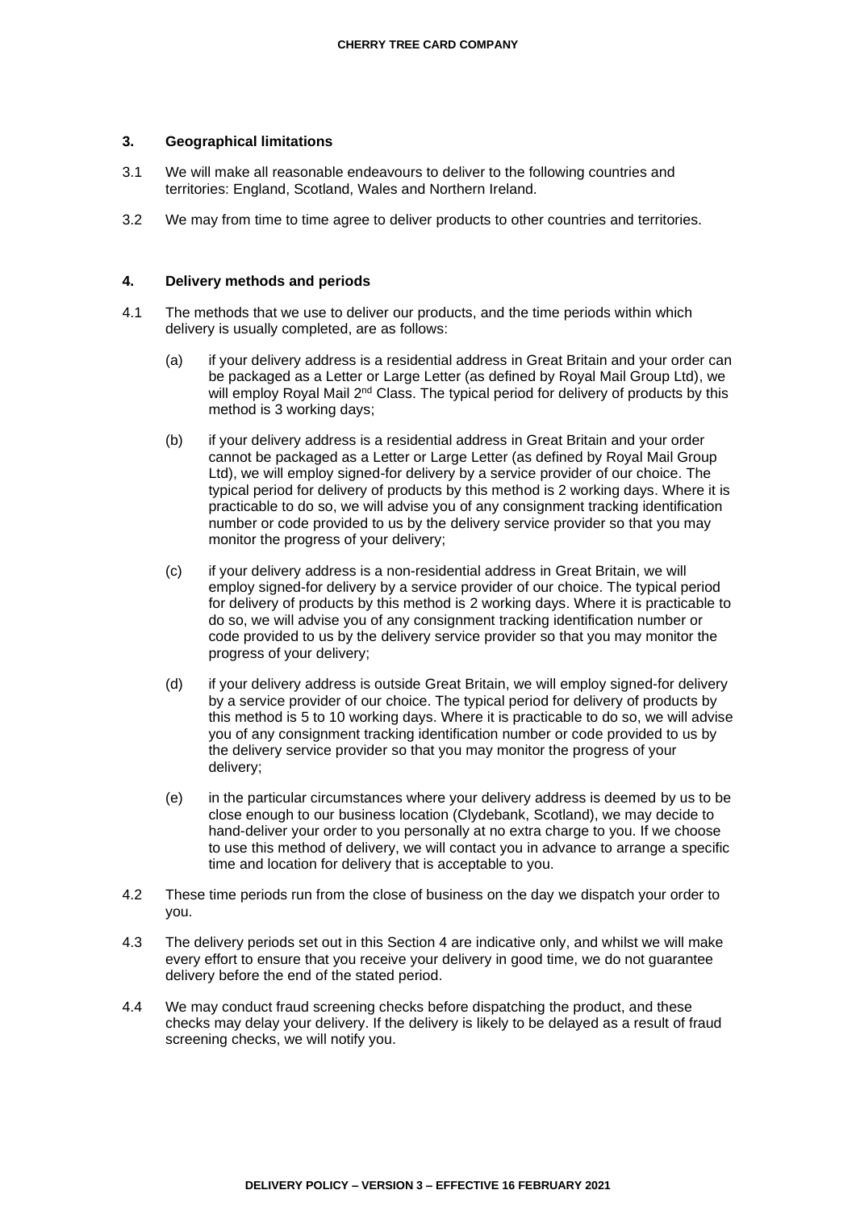### 3. Geographical limitations

3.1 We will make all reasonable endeavours to deliver to the following countries and territories: England, Scotland, Wales and Northern Ireland.

3.2 We may from time to time agree to deliver products to other countries and territories.

### 4. Delivery methods and periods

4.1 The methods that we use to deliver our products, and the time periods within which delivery is usually completed, are as follows:

(a) if your delivery address is a residential address in Great Britain and your order can be packaged as a Letter or Large Letter (as defined by Royal Mail Group Ltd), we will employ Royal Mail 2nd Class. The typical period for delivery of products by this method is 3 working days;

(b) if your delivery address is a residential address in Great Britain and your order cannot be packaged as a Letter or Large Letter (as defined by Royal Mail Group Ltd), we will employ signed-for delivery by a service provider of our choice. The typical period for delivery of products by this method is 2 working days. Where it is practicable to do so, we will advise you of any consignment tracking identification number or code provided to us by the delivery service provider so that you may monitor the progress of your delivery;

(c) if your delivery address is a non-residential address in Great Britain, we will employ signed-for delivery by a service provider of our choice. The typical period for delivery of products by this method is 2 working days. Where it is practicable to do so, we will advise you of any consignment tracking identification number or code provided to us by the delivery service provider so that you may monitor the progress of your delivery;

(d) if your delivery address is outside Great Britain, we will employ signed-for delivery by a service provider of our choice. The typical period for delivery of products by this method is 5 to 10 working days. Where it is practicable to do so, we will advise you of any consignment tracking identification number or code provided to us by the delivery service provider so that you may monitor the progress of your delivery;

(e) in the particular circumstances where your delivery address is deemed by us to be close enough to our business location (Clydebank, Scotland), we may decide to hand-deliver your order to you personally at no extra charge to you. If we choose to use this method of delivery, we will contact you in advance to arrange a specific time and location for delivery that is acceptable to you.

4.2 These time periods run from the close of business on the day we dispatch your order to you.

4.3 The delivery periods set out in this Section 4 are indicative only, and whilst we will make every effort to ensure that you receive your delivery in good time, we do not guarantee delivery before the end of the stated period.

4.4 We may conduct fraud screening checks before dispatching the product, and these checks may delay your delivery. If the delivery is likely to be delayed as a result of fraud screening checks, we will notify you.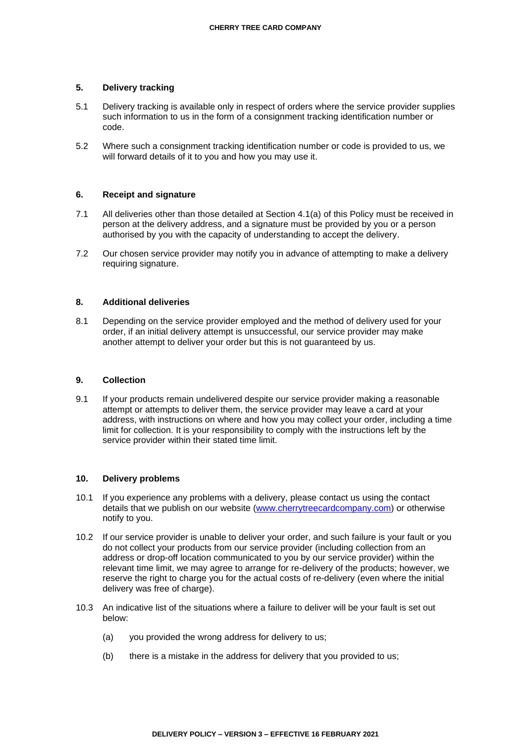## 5. Delivery tracking

5.1 Delivery tracking is available only in respect of orders where the service provider supplies such information to us in the form of a consignment tracking identification number or code.

5.2 Where such a consignment tracking identification number or code is provided to us, we will forward details of it to you and how you may use it.

## 6. Receipt and signature

7.1 All deliveries other than those detailed at Section 4.1(a) of this Policy must be received in person at the delivery address, and a signature must be provided by you or a person authorised by you with the capacity of understanding to accept the delivery.

7.2 Our chosen service provider may notify you in advance of attempting to make a delivery requiring signature.

## 8. Additional deliveries

8.1 Depending on the service provider employed and the method of delivery used for your order, if an initial delivery attempt is unsuccessful, our service provider may make another attempt to deliver your order but this is not guaranteed by us.

## 9. Collection

9.1 If your products remain undelivered despite our service provider making a reasonable attempt or attempts to deliver them, the service provider may leave a card at your address, with instructions on where and how you may collect your order, including a time limit for collection. It is your responsibility to comply with the instructions left by the service provider within their stated time limit.

## 10. Delivery problems

10.1 If you experience any problems with a delivery, please contact us using the contact details that we publish on our website ([www.cherrytreecardcompany.com](http://www.cherrytreecardcompany.com)) or otherwise notify to you.

10.2 If our service provider is unable to deliver your order, and such failure is your fault or you do not collect your products from our service provider (including collection from an address or drop-off location communicated to you by our service provider) within the relevant time limit, we may agree to arrange for re-delivery of the products; however, we reserve the right to charge you for the actual costs of re-delivery (even where the initial delivery was free of charge).

10.3 An indicative list of the situations where a failure to deliver will be your fault is set out below:

(a) you provided the wrong address for delivery to us;

(b) there is a mistake in the address for delivery that you provided to us;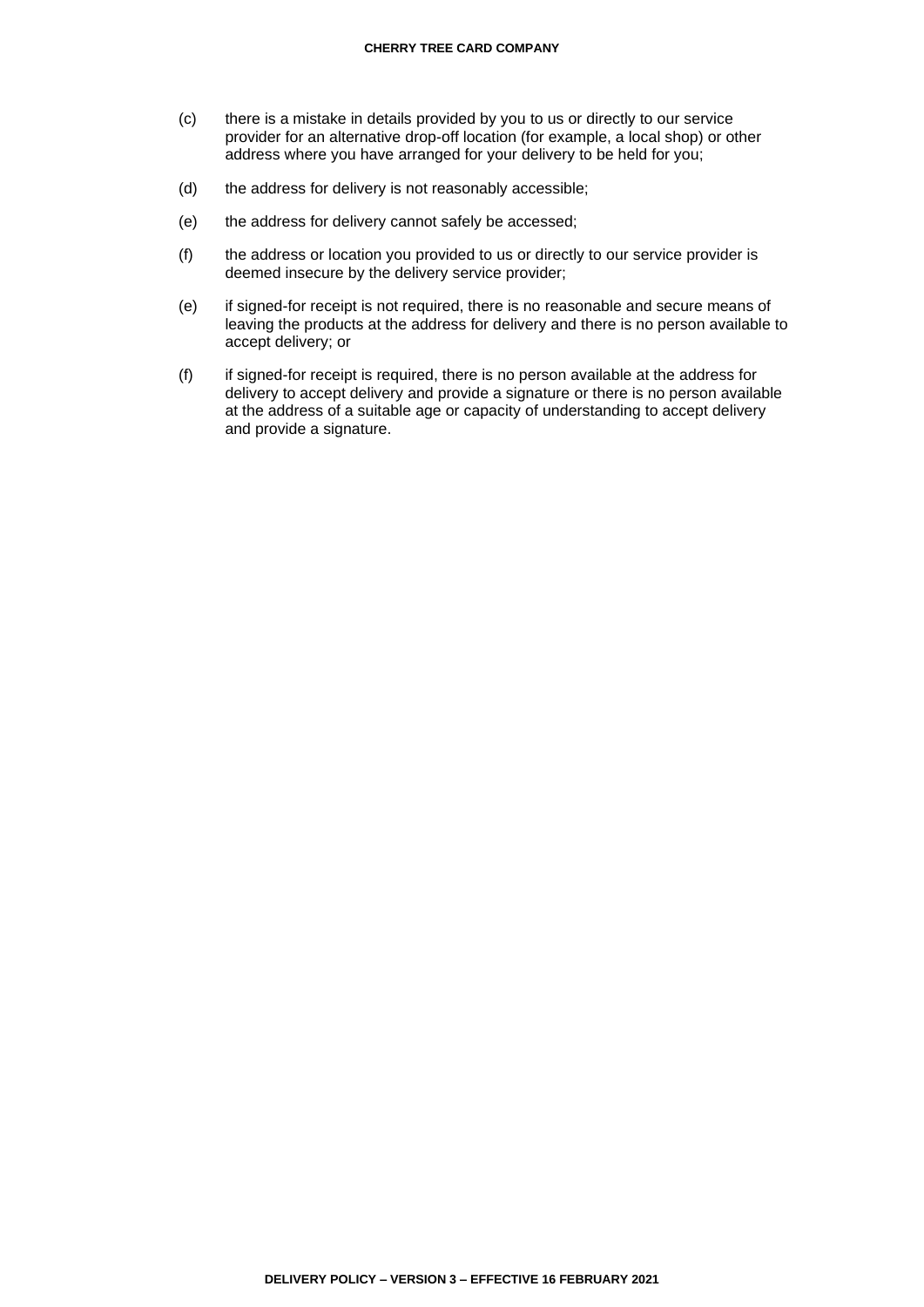(c) there is a mistake in details provided by you to us or directly to our service provider for an alternative drop-off location (for example, a local shop) or other address where you have arranged for your delivery to be held for you;

(d) the address for delivery is not reasonably accessible;

(e) the address for delivery cannot safely be accessed;

(f) the address or location you provided to us or directly to our service provider is deemed insecure by the delivery service provider;

(e) if signed-for receipt is not required, there is no reasonable and secure means of leaving the products at the address for delivery and there is no person available to accept delivery; or

(f) if signed-for receipt is required, there is no person available at the address for delivery to accept delivery and provide a signature or there is no person available at the address of a suitable age or capacity of understanding to accept delivery and provide a signature.